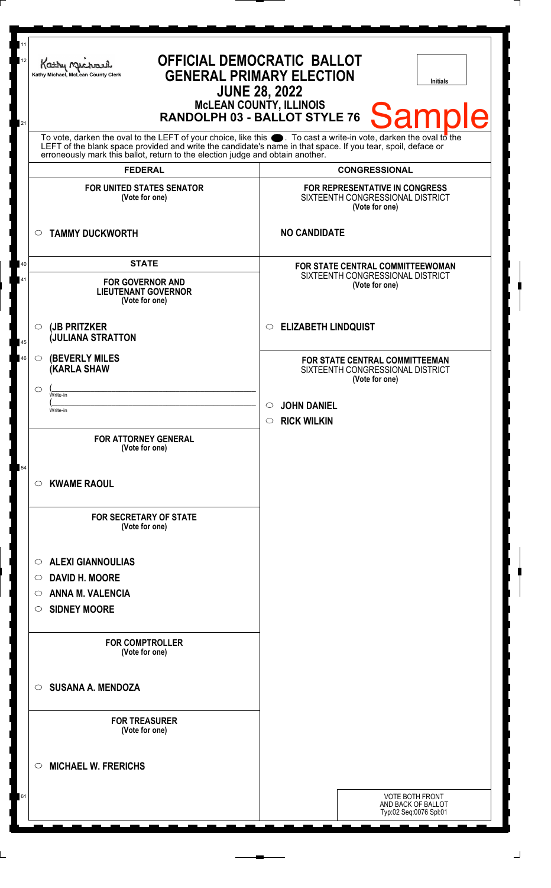Kathy Michael, McLean County Clerk

# OFFICIAL DEMOCRATIC BALLOT
## GENERAL PRIMARY ELECTION
## JUNE 28, 2022
### McLEAN COUNTY, ILLINOIS
### RANDOLPH 03 - BALLOT STYLE 76

Initials

Sample

To vote, darken the oval to the LEFT of your choice, like this ●. To cast a write-in vote, darken the oval to the LEFT of the blank space provided and write the candidate's name in that space. If you tear, spoil, deface or erroneously mark this ballot, return to the election judge and obtain another.

## FEDERAL

### FOR UNITED STATES SENATOR
(Vote for one)

- ○ TAMMY DUCKWORTH

## STATE

### FOR GOVERNOR AND LIEUTENANT GOVERNOR
(Vote for one)

- ○ (JB PRITZKER
  (JULIANA STRATTON
- ○ (BEVERLY MILES
  (KARLA SHAW
- ○ (\_\_\_\_\_\_\_\_\_\_ Write-in
  (\_\_\_\_\_\_\_\_\_\_ Write-in

### FOR ATTORNEY GENERAL
(Vote for one)

- ○ KWAME RAOUL

### FOR SECRETARY OF STATE
(Vote for one)

- ○ ALEXI GIANNOULIAS
- ○ DAVID H. MOORE
- ○ ANNA M. VALENCIA
- ○ SIDNEY MOORE

### FOR COMPTROLLER
(Vote for one)

- ○ SUSANA A. MENDOZA

### FOR TREASURER
(Vote for one)

- ○ MICHAEL W. FRERICHS

## CONGRESSIONAL

### FOR REPRESENTATIVE IN CONGRESS
SIXTEENTH CONGRESSIONAL DISTRICT
(Vote for one)

NO CANDIDATE

### FOR STATE CENTRAL COMMITTEEWOMAN
SIXTEENTH CONGRESSIONAL DISTRICT
(Vote for one)

- ○ ELIZABETH LINDQUIST

### FOR STATE CENTRAL COMMITTEEMAN
SIXTEENTH CONGRESSIONAL DISTRICT
(Vote for one)

- ○ JOHN DANIEL
- ○ RICK WILKIN

VOTE BOTH FRONT AND BACK OF BALLOT
Typ:02 Seq:0076 Spl:01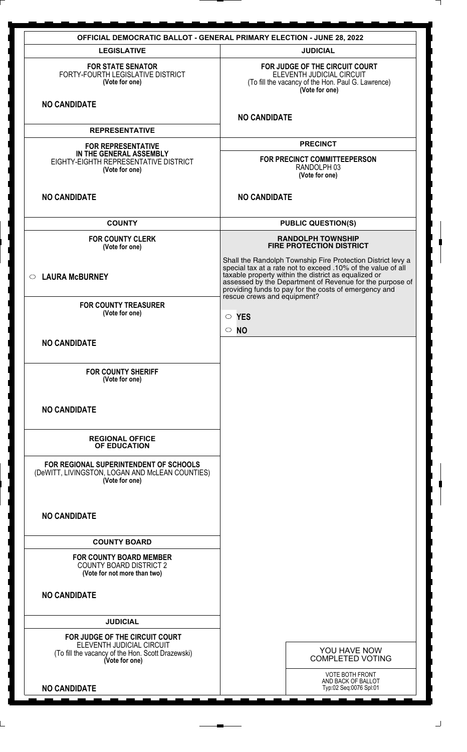# OFFICIAL DEMOCRATIC BALLOT - GENERAL PRIMARY ELECTION - JUNE 28, 2022

## LEGISLATIVE

**FOR STATE SENATOR**
FORTY-FOURTH LEGISLATIVE DISTRICT
**(Vote for one)**

**NO CANDIDATE**

## REPRESENTATIVE

**FOR REPRESENTATIVE IN THE GENERAL ASSEMBLY**
EIGHTY-EIGHTH REPRESENTATIVE DISTRICT
**(Vote for one)**

**NO CANDIDATE**

## COUNTY

**FOR COUNTY CLERK**
**(Vote for one)**

○ **LAURA McBURNEY**

**FOR COUNTY TREASURER**
**(Vote for one)**

**NO CANDIDATE**

**FOR COUNTY SHERIFF**
**(Vote for one)**

**NO CANDIDATE**

## REGIONAL OFFICE OF EDUCATION

**FOR REGIONAL SUPERINTENDENT OF SCHOOLS**
(DeWITT, LIVINGSTON, LOGAN AND McLEAN COUNTIES)
**(Vote for one)**

**NO CANDIDATE**

## COUNTY BOARD

**FOR COUNTY BOARD MEMBER**
COUNTY BOARD DISTRICT 2
**(Vote for not more than two)**

**NO CANDIDATE**

## JUDICIAL

**FOR JUDGE OF THE CIRCUIT COURT**
ELEVENTH JUDICIAL CIRCUIT
(To fill the vacancy of the Hon. Scott Drazewski)
**(Vote for one)**

**NO CANDIDATE**

## JUDICIAL

**FOR JUDGE OF THE CIRCUIT COURT**
ELEVENTH JUDICIAL CIRCUIT
(To fill the vacancy of the Hon. Paul G. Lawrence)
**(Vote for one)**

**NO CANDIDATE**

## PRECINCT

**FOR PRECINCT COMMITTEEPERSON**
RANDOLPH 03
**(Vote for one)**

**NO CANDIDATE**

## PUBLIC QUESTION(S)

**RANDOLPH TOWNSHIP FIRE PROTECTION DISTRICT**

Shall the Randolph Township Fire Protection District levy a special tax at a rate not to exceed .10% of the value of all taxable property within the district as equalized or assessed by the Department of Revenue for the purpose of providing funds to pay for the costs of emergency and rescue crews and equipment?

○ **YES**

○ **NO**

YOU HAVE NOW COMPLETED VOTING

VOTE BOTH FRONT AND BACK OF BALLOT
Typ:02 Seq:0076 Spl:01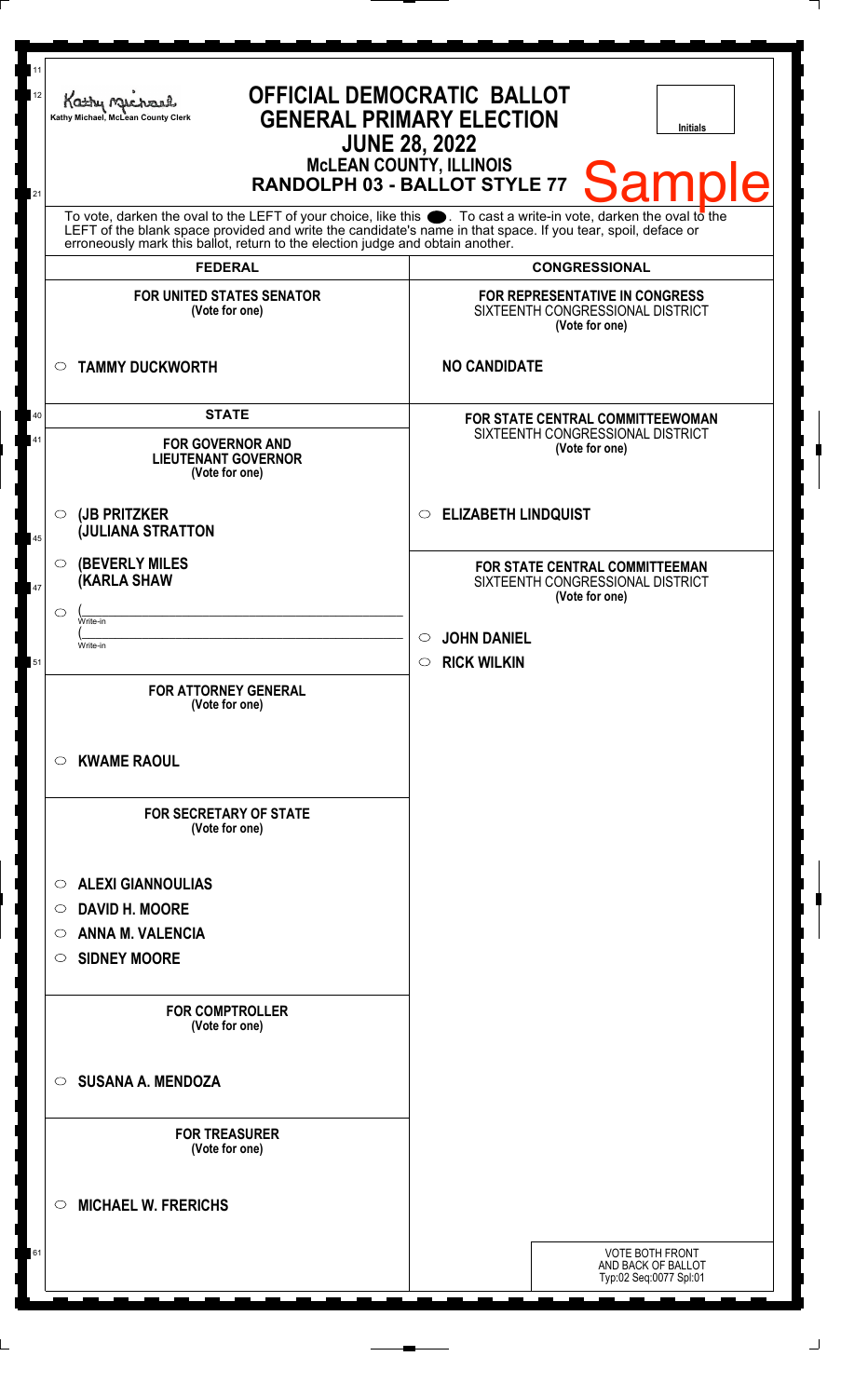Kathy Michael, McLean County Clerk

# OFFICIAL DEMOCRATIC BALLOT
## GENERAL PRIMARY ELECTION
## JUNE 28, 2022
### McLEAN COUNTY, ILLINOIS
### RANDOLPH 03 - BALLOT STYLE 77

Initials

Sample

To vote, darken the oval to the LEFT of your choice, like this ●. To cast a write-in vote, darken the oval to the LEFT of the blank space provided and write the candidate's name in that space. If you tear, spoil, deface or erroneously mark this ballot, return to the election judge and obtain another.

## FEDERAL

**FOR UNITED STATES SENATOR**
**(Vote for one)**

○ **TAMMY DUCKWORTH**

## STATE

**FOR GOVERNOR AND LIEUTENANT GOVERNOR**
**(Vote for one)**

○ **(JB PRITZKER**
**(JULIANA STRATTON**

○ **(BEVERLY MILES**
**(KARLA SHAW**

○ (______________________
Write-in
(______________________
Write-in

**FOR ATTORNEY GENERAL**
**(Vote for one)**

○ **KWAME RAOUL**

**FOR SECRETARY OF STATE**
**(Vote for one)**

○ **ALEXI GIANNOULIAS**
○ **DAVID H. MOORE**
○ **ANNA M. VALENCIA**
○ **SIDNEY MOORE**

**FOR COMPTROLLER**
**(Vote for one)**

○ **SUSANA A. MENDOZA**

**FOR TREASURER**
**(Vote for one)**

○ **MICHAEL W. FRERICHS**

## CONGRESSIONAL

**FOR REPRESENTATIVE IN CONGRESS**
SIXTEENTH CONGRESSIONAL DISTRICT
**(Vote for one)**

**NO CANDIDATE**

**FOR STATE CENTRAL COMMITTEEWOMAN**
SIXTEENTH CONGRESSIONAL DISTRICT
**(Vote for one)**

○ **ELIZABETH LINDQUIST**

**FOR STATE CENTRAL COMMITTEEMAN**
SIXTEENTH CONGRESSIONAL DISTRICT
**(Vote for one)**

○ **JOHN DANIEL**
○ **RICK WILKIN**

VOTE BOTH FRONT AND BACK OF BALLOT
Typ:02 Seq:0077 Spl:01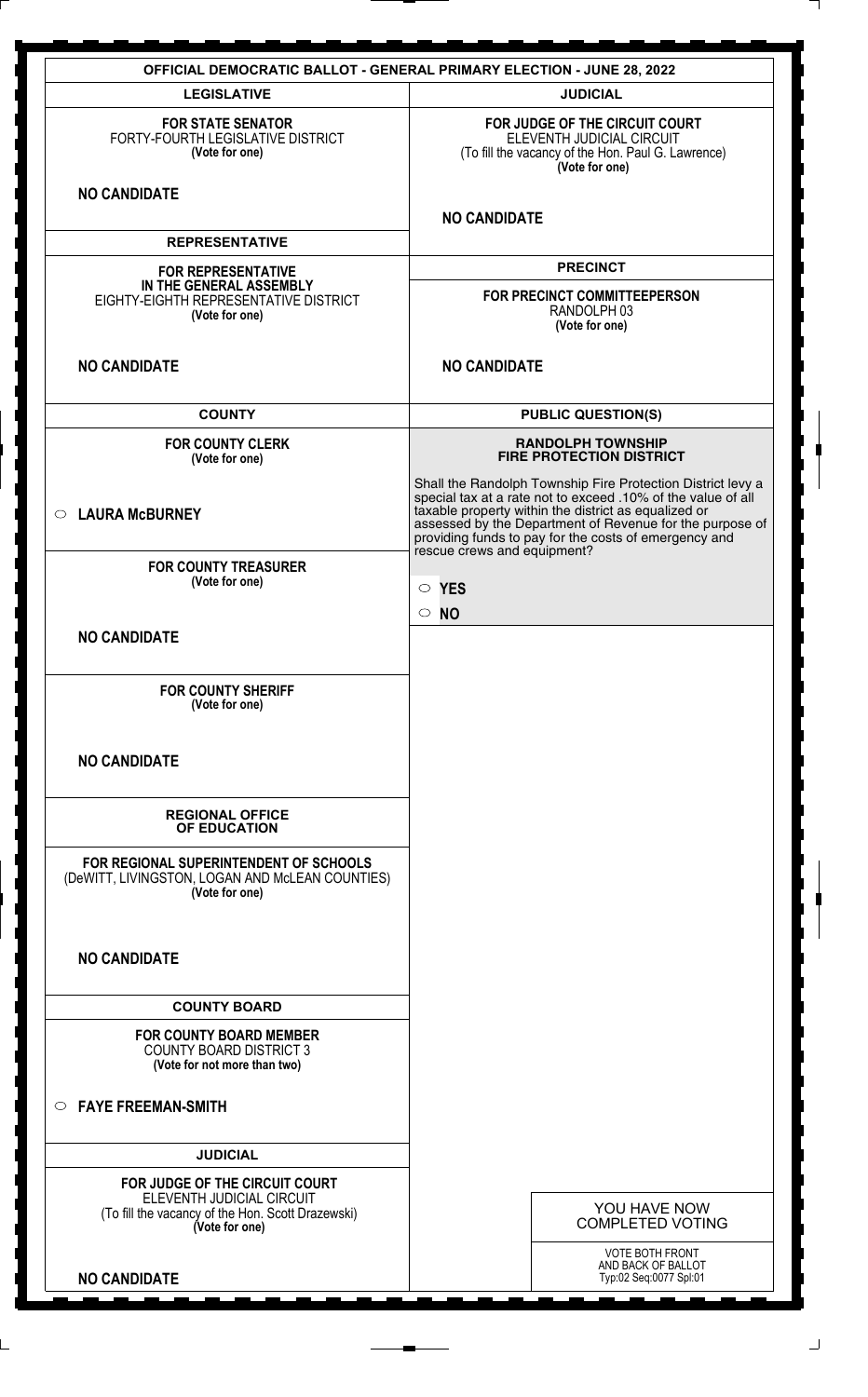## OFFICIAL DEMOCRATIC BALLOT - GENERAL PRIMARY ELECTION - JUNE 28, 2022

### LEGISLATIVE

**FOR STATE SENATOR**
FORTY-FOURTH LEGISLATIVE DISTRICT
**(Vote for one)**

**NO CANDIDATE**

### REPRESENTATIVE

**FOR REPRESENTATIVE IN THE GENERAL ASSEMBLY**
EIGHTY-EIGHTH REPRESENTATIVE DISTRICT
**(Vote for one)**

**NO CANDIDATE**

### COUNTY

**FOR COUNTY CLERK**
**(Vote for one)**

○ **LAURA McBURNEY**

**FOR COUNTY TREASURER**
**(Vote for one)**

**NO CANDIDATE**

**FOR COUNTY SHERIFF**
**(Vote for one)**

**NO CANDIDATE**

### REGIONAL OFFICE OF EDUCATION

**FOR REGIONAL SUPERINTENDENT OF SCHOOLS**
(DeWITT, LIVINGSTON, LOGAN AND McLEAN COUNTIES)
**(Vote for one)**

**NO CANDIDATE**

### COUNTY BOARD

**FOR COUNTY BOARD MEMBER**
COUNTY BOARD DISTRICT 3
**(Vote for not more than two)**

○ **FAYE FREEMAN-SMITH**

### JUDICIAL

**FOR JUDGE OF THE CIRCUIT COURT**
ELEVENTH JUDICIAL CIRCUIT
(To fill the vacancy of the Hon. Scott Drazewski)
**(Vote for one)**

**NO CANDIDATE**

### JUDICIAL

**FOR JUDGE OF THE CIRCUIT COURT**
ELEVENTH JUDICIAL CIRCUIT
(To fill the vacancy of the Hon. Paul G. Lawrence)
**(Vote for one)**

**NO CANDIDATE**

### PRECINCT

**FOR PRECINCT COMMITTEEPERSON**
RANDOLPH 03
**(Vote for one)**

**NO CANDIDATE**

### PUBLIC QUESTION(S)

**RANDOLPH TOWNSHIP FIRE PROTECTION DISTRICT**

Shall the Randolph Township Fire Protection District levy a special tax at a rate not to exceed .10% of the value of all taxable property within the district as equalized or assessed by the Department of Revenue for the purpose of providing funds to pay for the costs of emergency and rescue crews and equipment?

○ **YES**

○ **NO**

YOU HAVE NOW COMPLETED VOTING

VOTE BOTH FRONT AND BACK OF BALLOT
Typ:02 Seq:0077 Spl:01